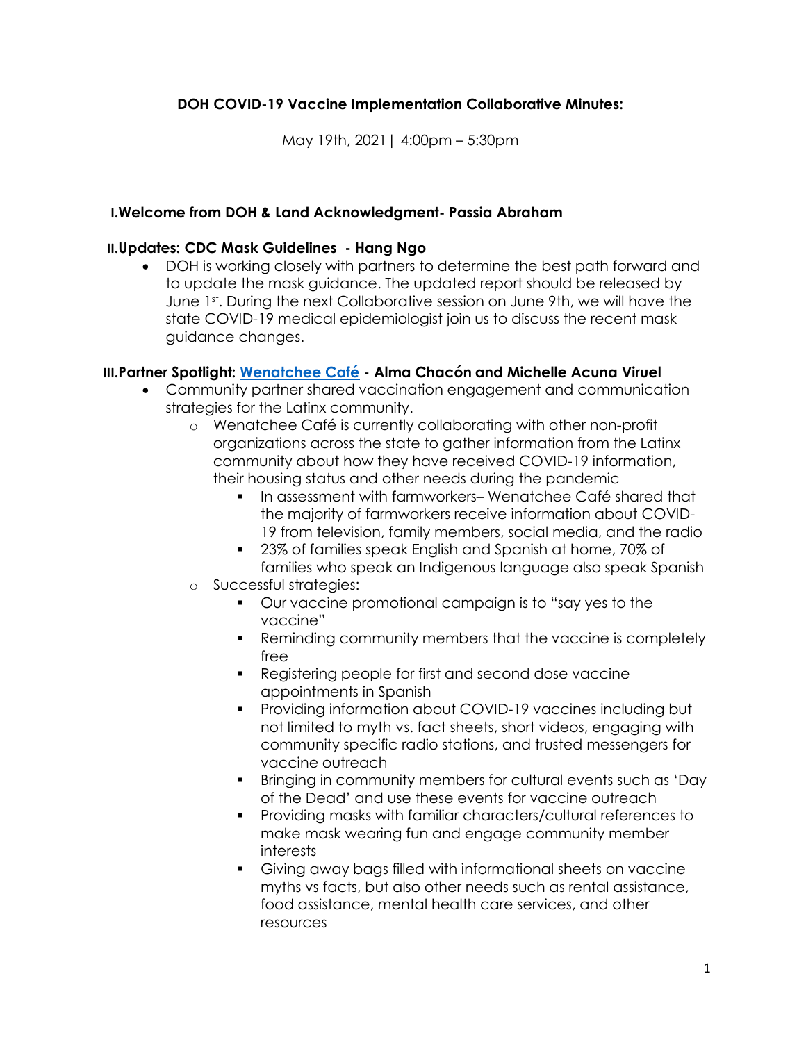# DOH COVID-19 Vaccine Implementation Collaborative Minutes:

May 19th, 2021 | 4:00pm – 5:30pm

## I. Welcome from DOH & Land Acknowledgment- Passia Abraham

## II. Updates: CDC Mask Guidelines - Hang Ngo

- DOH is working closely with partners to determine the best path forward and to update the mask guidance. The updated report should be released by June 1st. During the next Collaborative session on June 9th, we will have the state COVID-19 medical epidemiologist join us to discuss the recent mask guidance changes.

## III. Partner Spotlight: Wenatchee Café - Alma Chacón and Michelle Acuna Viruel

- Community partner shared vaccination engagement and communication strategies for the Latinx community.
  - Wenatchee Café is currently collaborating with other non-profit organizations across the state to gather information from the Latinx community about how they have received COVID-19 information, their housing status and other needs during the pandemic
    - In assessment with farmworkers– Wenatchee Café shared that the majority of farmworkers receive information about COVID-19 from television, family members, social media, and the radio
    - 23% of families speak English and Spanish at home, 70% of families who speak an Indigenous language also speak Spanish
  - Successful strategies:
    - Our vaccine promotional campaign is to "say yes to the vaccine"
    - Reminding community members that the vaccine is completely free
    - Registering people for first and second dose vaccine appointments in Spanish
    - Providing information about COVID-19 vaccines including but not limited to myth vs. fact sheets, short videos, engaging with community specific radio stations, and trusted messengers for vaccine outreach
    - Bringing in community members for cultural events such as 'Day of the Dead' and use these events for vaccine outreach
    - Providing masks with familiar characters/cultural references to make mask wearing fun and engage community member interests
    - Giving away bags filled with informational sheets on vaccine myths vs facts, but also other needs such as rental assistance, food assistance, mental health care services, and other resources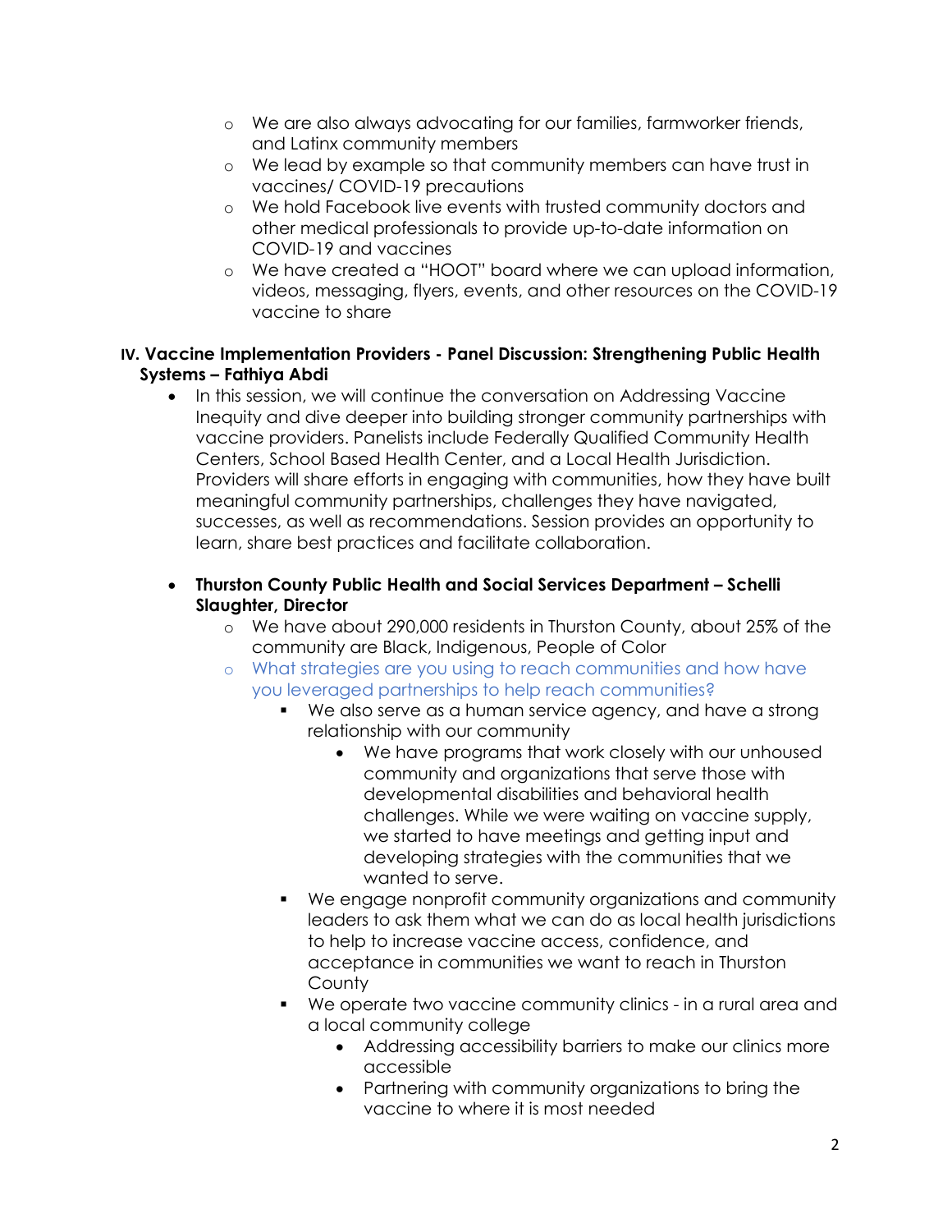- We are also always advocating for our families, farmworker friends, and Latinx community members
- We lead by example so that community members can have trust in vaccines/ COVID-19 precautions
- We hold Facebook live events with trusted community doctors and other medical professionals to provide up-to-date information on COVID-19 and vaccines
- We have created a "HOOT" board where we can upload information, videos, messaging, flyers, events, and other resources on the COVID-19 vaccine to share

**IV. Vaccine Implementation Providers - Panel Discussion: Strengthening Public Health Systems – Fathiya Abdi**

- In this session, we will continue the conversation on Addressing Vaccine Inequity and dive deeper into building stronger community partnerships with vaccine providers. Panelists include Federally Qualified Community Health Centers, School Based Health Center, and a Local Health Jurisdiction. Providers will share efforts in engaging with communities, how they have built meaningful community partnerships, challenges they have navigated, successes, as well as recommendations. Session provides an opportunity to learn, share best practices and facilitate collaboration.

- **Thurston County Public Health and Social Services Department – Schelli Slaughter, Director**
    - We have about 290,000 residents in Thurston County, about 25% of the community are Black, Indigenous, People of Color
    - What strategies are you using to reach communities and how have you leveraged partnerships to help reach communities?
        - We also serve as a human service agency, and have a strong relationship with our community
            - We have programs that work closely with our unhoused community and organizations that serve those with developmental disabilities and behavioral health challenges. While we were waiting on vaccine supply, we started to have meetings and getting input and developing strategies with the communities that we wanted to serve.
        - We engage nonprofit community organizations and community leaders to ask them what we can do as local health jurisdictions to help to increase vaccine access, confidence, and acceptance in communities we want to reach in Thurston County
        - We operate two vaccine community clinics - in a rural area and a local community college
            - Addressing accessibility barriers to make our clinics more accessible
            - Partnering with community organizations to bring the vaccine to where it is most needed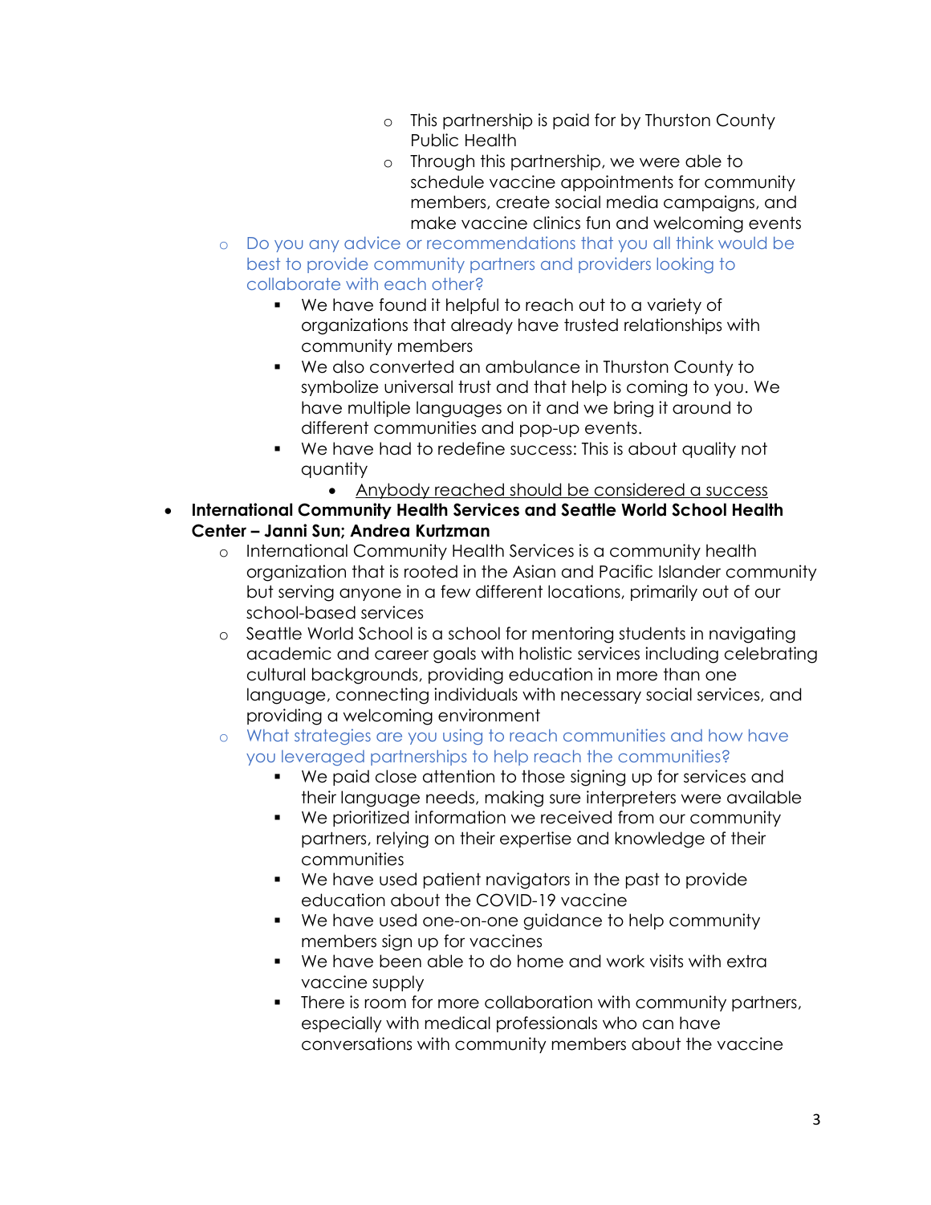- This partnership is paid for by Thurston County Public Health
    - Through this partnership, we were able to schedule vaccine appointments for community members, create social media campaigns, and make vaccine clinics fun and welcoming events
  - Do you any advice or recommendations that you all think would be best to provide community partners and providers looking to collaborate with each other?
    - We have found it helpful to reach out to a variety of organizations that already have trusted relationships with community members
    - We also converted an ambulance in Thurston County to symbolize universal trust and that help is coming to you. We have multiple languages on it and we bring it around to different communities and pop-up events.
    - We have had to redefine success: This is about quality not quantity
      - <u>Anybody reached should be considered a success</u>
- **International Community Health Services and Seattle World School Health Center – Janni Sun; Andrea Kurtzman**
  - International Community Health Services is a community health organization that is rooted in the Asian and Pacific Islander community but serving anyone in a few different locations, primarily out of our school-based services
  - Seattle World School is a school for mentoring students in navigating academic and career goals with holistic services including celebrating cultural backgrounds, providing education in more than one language, connecting individuals with necessary social services, and providing a welcoming environment
  - What strategies are you using to reach communities and how have you leveraged partnerships to help reach the communities?
    - We paid close attention to those signing up for services and their language needs, making sure interpreters were available
    - We prioritized information we received from our community partners, relying on their expertise and knowledge of their communities
    - We have used patient navigators in the past to provide education about the COVID-19 vaccine
    - We have used one-on-one guidance to help community members sign up for vaccines
    - We have been able to do home and work visits with extra vaccine supply
    - There is room for more collaboration with community partners, especially with medical professionals who can have conversations with community members about the vaccine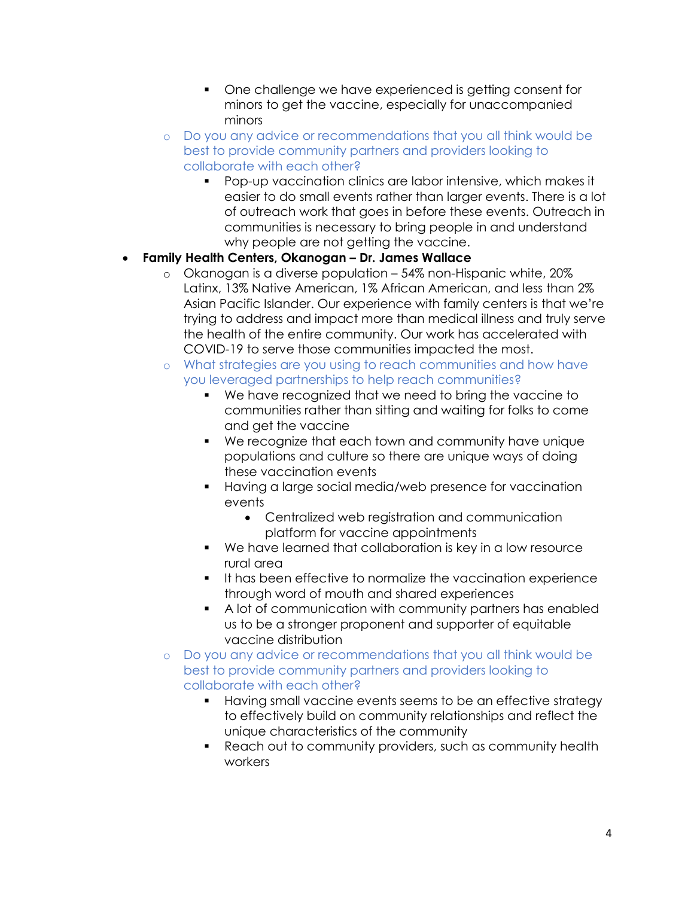- One challenge we have experienced is getting consent for minors to get the vaccine, especially for unaccompanied minors
    - Do you any advice or recommendations that you all think would be best to provide community partners and providers looking to collaborate with each other?
        - Pop-up vaccination clinics are labor intensive, which makes it easier to do small events rather than larger events. There is a lot of outreach work that goes in before these events. Outreach in communities is necessary to bring people in and understand why people are not getting the vaccine.
- **Family Health Centers, Okanogan – Dr. James Wallace**
    - Okanogan is a diverse population – 54% non-Hispanic white, 20% Latinx, 13% Native American, 1% African American, and less than 2% Asian Pacific Islander. Our experience with family centers is that we're trying to address and impact more than medical illness and truly serve the health of the entire community. Our work has accelerated with COVID-19 to serve those communities impacted the most.
    - What strategies are you using to reach communities and how have you leveraged partnerships to help reach communities?
        - We have recognized that we need to bring the vaccine to communities rather than sitting and waiting for folks to come and get the vaccine
        - We recognize that each town and community have unique populations and culture so there are unique ways of doing these vaccination events
        - Having a large social media/web presence for vaccination events
            - Centralized web registration and communication platform for vaccine appointments
        - We have learned that collaboration is key in a low resource rural area
        - It has been effective to normalize the vaccination experience through word of mouth and shared experiences
        - A lot of communication with community partners has enabled us to be a stronger proponent and supporter of equitable vaccine distribution
    - Do you any advice or recommendations that you all think would be best to provide community partners and providers looking to collaborate with each other?
        - Having small vaccine events seems to be an effective strategy to effectively build on community relationships and reflect the unique characteristics of the community
        - Reach out to community providers, such as community health workers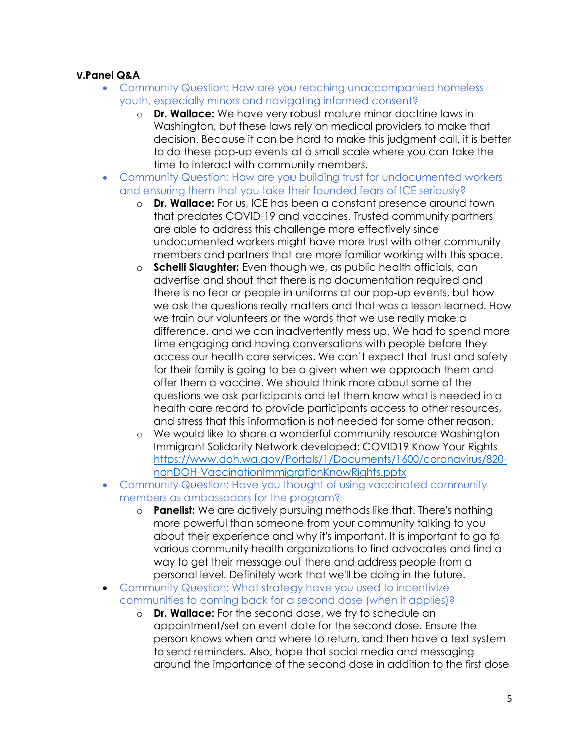### V.Panel Q&A

- Community Question: How are you reaching unaccompanied homeless youth, especially minors and navigating informed consent?
    - **Dr. Wallace:** We have very robust mature minor doctrine laws in Washington, but these laws rely on medical providers to make that decision. Because it can be hard to make this judgment call, it is better to do these pop-up events at a small scale where you can take the time to interact with community members.
- Community Question: How are you building trust for undocumented workers and ensuring them that you take their founded fears of ICE seriously?
    - **Dr. Wallace:** For us, ICE has been a constant presence around town that predates COVID-19 and vaccines. Trusted community partners are able to address this challenge more effectively since undocumented workers might have more trust with other community members and partners that are more familiar working with this space.
    - **Schelli Slaughter:** Even though we, as public health officials, can advertise and shout that there is no documentation required and there is no fear or people in uniforms at our pop-up events, but how we ask the questions really matters and that was a lesson learned. How we train our volunteers or the words that we use really make a difference, and we can inadvertently mess up. We had to spend more time engaging and having conversations with people before they access our health care services. We can't expect that trust and safety for their family is going to be a given when we approach them and offer them a vaccine. We should think more about some of the questions we ask participants and let them know what is needed in a health care record to provide participants access to other resources, and stress that this information is not needed for some other reason.
    - We would like to share a wonderful community resource Washington Immigrant Solidarity Network developed: COVID19 Know Your Rights https://www.doh.wa.gov/Portals/1/Documents/1600/coronavirus/820-nonDOH-VaccinationImmigrationKnowRights.pptx
- Community Question: Have you thought of using vaccinated community members as ambassadors for the program?
    - **Panelist:** We are actively pursuing methods like that. There's nothing more powerful than someone from your community talking to you about their experience and why it's important. It is important to go to various community health organizations to find advocates and find a way to get their message out there and address people from a personal level. Definitely work that we'll be doing in the future.
- Community Question: What strategy have you used to incentivize communities to coming back for a second dose (when it applies)?
    - **Dr. Wallace:** For the second dose, we try to schedule an appointment/set an event date for the second dose. Ensure the person knows when and where to return, and then have a text system to send reminders. Also, hope that social media and messaging around the importance of the second dose in addition to the first dose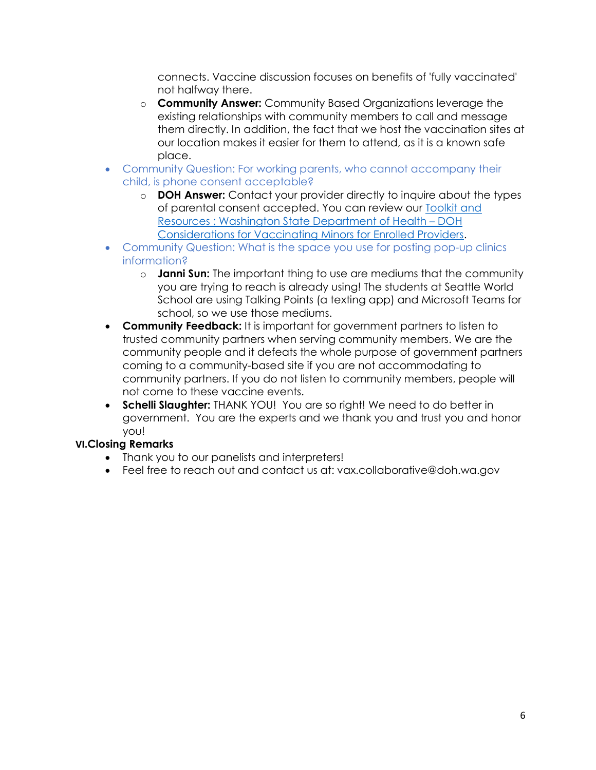connects. Vaccine discussion focuses on benefits of 'fully vaccinated' not halfway there.

   - **Community Answer:** Community Based Organizations leverage the existing relationships with community members to call and message them directly. In addition, the fact that we host the vaccination sites at our location makes it easier for them to attend, as it is a known safe place.

- Community Question: For working parents, who cannot accompany their child, is phone consent acceptable?
   - **DOH Answer:** Contact your provider directly to inquire about the types of parental consent accepted. You can review our Toolkit and Resources : Washington State Department of Health – DOH Considerations for Vaccinating Minors for Enrolled Providers.
- Community Question: What is the space you use for posting pop-up clinics information?
   - **Janni Sun:** The important thing to use are mediums that the community you are trying to reach is already using! The students at Seattle World School are using Talking Points (a texting app) and Microsoft Teams for school, so we use those mediums.
- **Community Feedback:** It is important for government partners to listen to trusted community partners when serving community members. We are the community people and it defeats the whole purpose of government partners coming to a community-based site if you are not accommodating to community partners. If you do not listen to community members, people will not come to these vaccine events.
- **Schelli Slaughter:** THANK YOU! You are so right! We need to do better in government. You are the experts and we thank you and trust you and honor you!

**VI.Closing Remarks**

- Thank you to our panelists and interpreters!
- Feel free to reach out and contact us at: vax.collaborative@doh.wa.gov